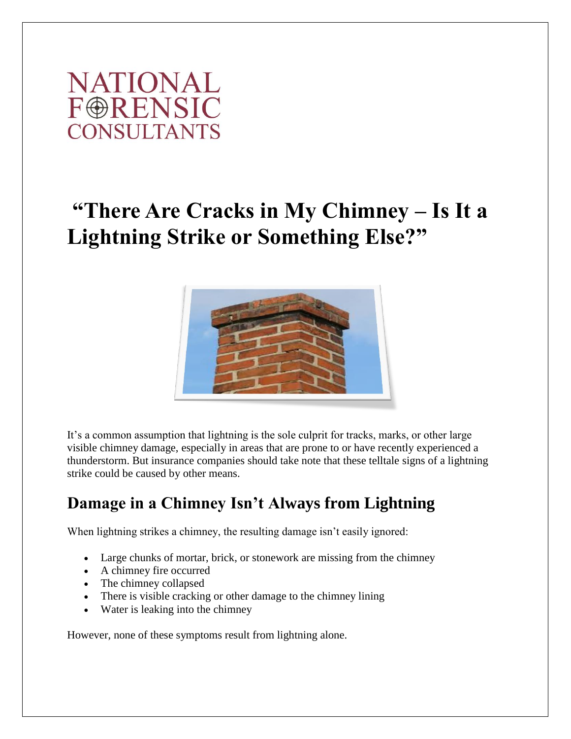NATIONAL
FORENSIC
CONSULTANTS

# "There Are Cracks in My Chimney – Is It a Lightning Strike or Something Else?"

It's a common assumption that lightning is the sole culprit for tracks, marks, or other large visible chimney damage, especially in areas that are prone to or have recently experienced a thunderstorm. But insurance companies should take note that these telltale signs of a lightning strike could be caused by other means.

## Damage in a Chimney Isn't Always from Lightning

When lightning strikes a chimney, the resulting damage isn't easily ignored:

- Large chunks of mortar, brick, or stonework are missing from the chimney
- A chimney fire occurred
- The chimney collapsed
- There is visible cracking or other damage to the chimney lining
- Water is leaking into the chimney

However, none of these symptoms result from lightning alone.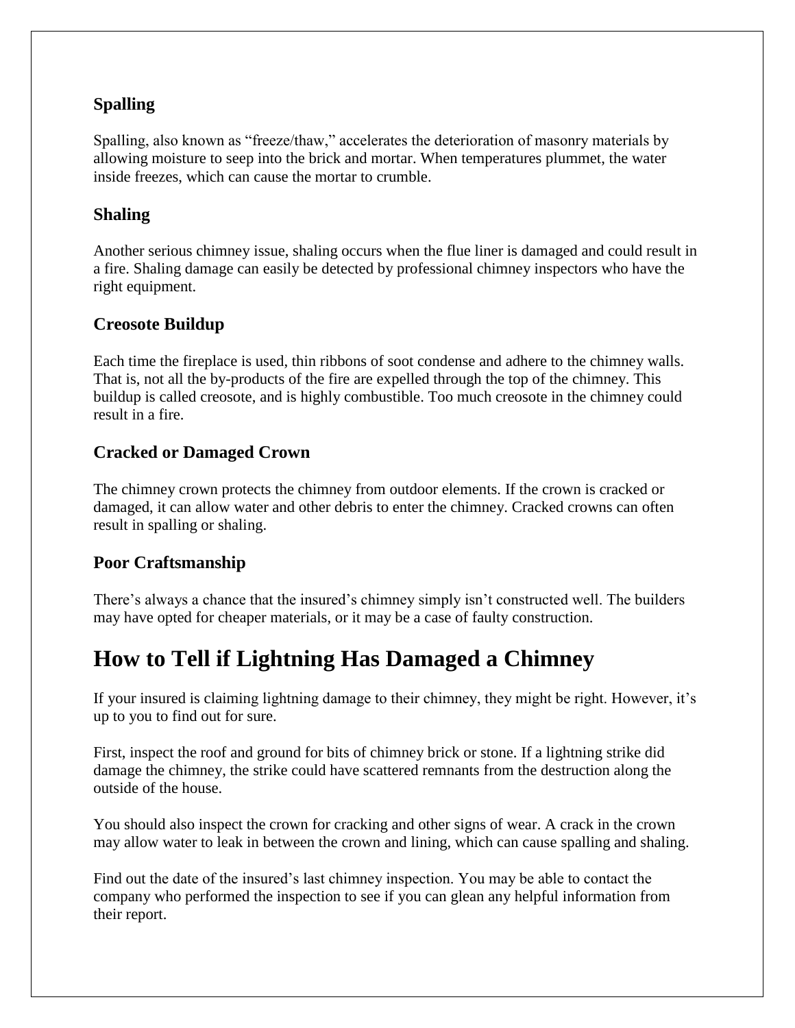### Spalling

Spalling, also known as “freeze/thaw,” accelerates the deterioration of masonry materials by allowing moisture to seep into the brick and mortar. When temperatures plummet, the water inside freezes, which can cause the mortar to crumble.

### Shaling

Another serious chimney issue, shaling occurs when the flue liner is damaged and could result in a fire. Shaling damage can easily be detected by professional chimney inspectors who have the right equipment.

### Creosote Buildup

Each time the fireplace is used, thin ribbons of soot condense and adhere to the chimney walls. That is, not all the by-products of the fire are expelled through the top of the chimney. This buildup is called creosote, and is highly combustible. Too much creosote in the chimney could result in a fire.

### Cracked or Damaged Crown

The chimney crown protects the chimney from outdoor elements. If the crown is cracked or damaged, it can allow water and other debris to enter the chimney. Cracked crowns can often result in spalling or shaling.

### Poor Craftsmanship

There’s always a chance that the insured’s chimney simply isn’t constructed well. The builders may have opted for cheaper materials, or it may be a case of faulty construction.

## How to Tell if Lightning Has Damaged a Chimney

If your insured is claiming lightning damage to their chimney, they might be right. However, it’s up to you to find out for sure.

First, inspect the roof and ground for bits of chimney brick or stone. If a lightning strike did damage the chimney, the strike could have scattered remnants from the destruction along the outside of the house.

You should also inspect the crown for cracking and other signs of wear. A crack in the crown may allow water to leak in between the crown and lining, which can cause spalling and shaling.

Find out the date of the insured’s last chimney inspection. You may be able to contact the company who performed the inspection to see if you can glean any helpful information from their report.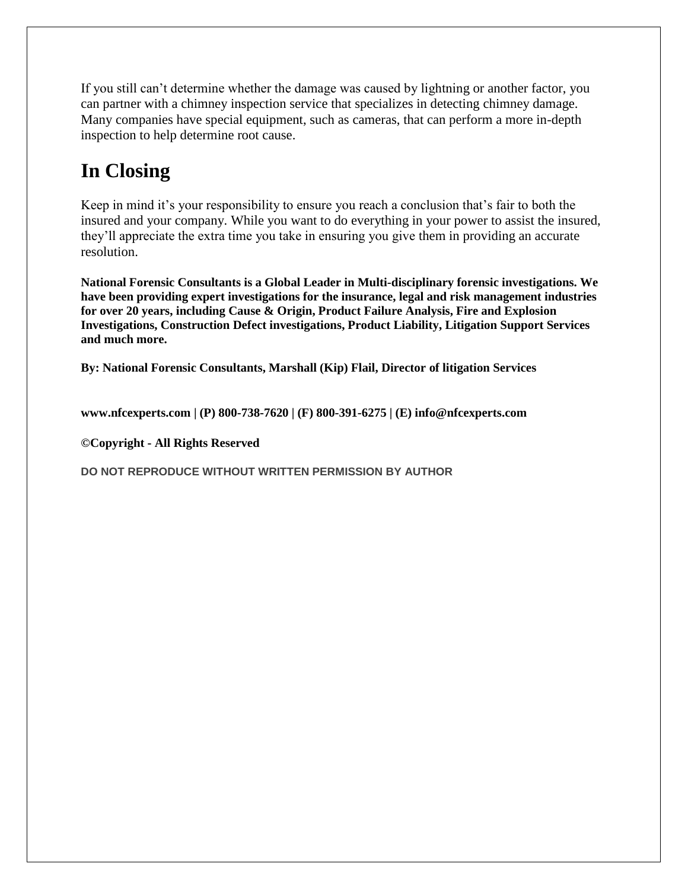If you still can’t determine whether the damage was caused by lightning or another factor, you can partner with a chimney inspection service that specializes in detecting chimney damage. Many companies have special equipment, such as cameras, that can perform a more in-depth inspection to help determine root cause.

## In Closing

Keep in mind it’s your responsibility to ensure you reach a conclusion that’s fair to both the insured and your company. While you want to do everything in your power to assist the insured, they’ll appreciate the extra time you take in ensuring you give them in providing an accurate resolution.

**National Forensic Consultants is a Global Leader in Multi-disciplinary forensic investigations. We have been providing expert investigations for the insurance, legal and risk management industries for over 20 years, including Cause & Origin, Product Failure Analysis, Fire and Explosion Investigations, Construction Defect investigations, Product Liability, Litigation Support Services and much more.**

**By: National Forensic Consultants, Marshall (Kip) Flail, Director of litigation Services**

**www.nfcexperts.com | (P) 800-738-7620 | (F) 800-391-6275 | (E) info@nfcexperts.com**

**©Copyright - All Rights Reserved**

**DO NOT REPRODUCE WITHOUT WRITTEN PERMISSION BY AUTHOR**